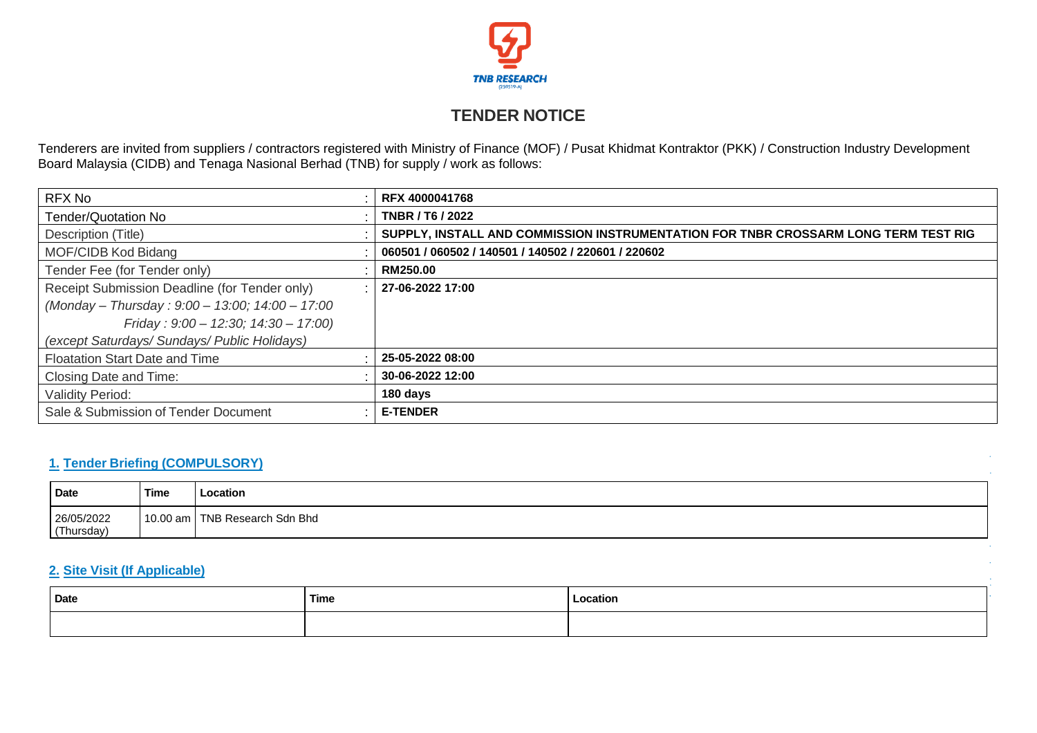TNB RESEARCH

# TENDER NOTICE

Tenderers are invited from suppliers / contractors registered with Ministry of Finance (MOF) / Pusat Khidmat Kontraktor (PKK) / Construction Industry Development Board Malaysia (CIDB) and Tenaga Nasional Berhad (TNB) for supply / work as follows:

| | | |
|---|---|---|
| RFX No | : | **RFX 4000041768** |
| Tender/Quotation No | : | **TNBR / T6 / 2022** |
| Description (Title) | : | **SUPPLY, INSTALL AND COMMISSION INSTRUMENTATION FOR TNBR CROSSARM LONG TERM TEST RIG** |
| MOF/CIDB Kod Bidang | : | **060501 / 060502 / 140501 / 140502 / 220601 / 220602** |
| Tender Fee (for Tender only) | : | **RM250.00** |
| Receipt Submission Deadline (for Tender only) *(Monday – Thursday : 9:00 – 13:00; 14:00 – 17:00 Friday : 9:00 – 12:30; 14:30 – 17:00) (except Saturdays/ Sundays/ Public Holidays)* | : | **27-06-2022 17:00** |
| Floatation Start Date and Time | : | **25-05-2022 08:00** |
| Closing Date and Time: | : | **30-06-2022 12:00** |
| Validity Period: | | **180 days** |
| Sale & Submission of Tender Document | : | **E-TENDER** |

## 1. Tender Briefing (COMPULSORY)

| Date | Time | Location |
|---|---|---|
| 26/05/2022 (Thursday) | 10.00 am | TNB Research Sdn Bhd |

## 2. Site Visit (If Applicable)

| Date | Time | Location |
|---|---|---|
| | | |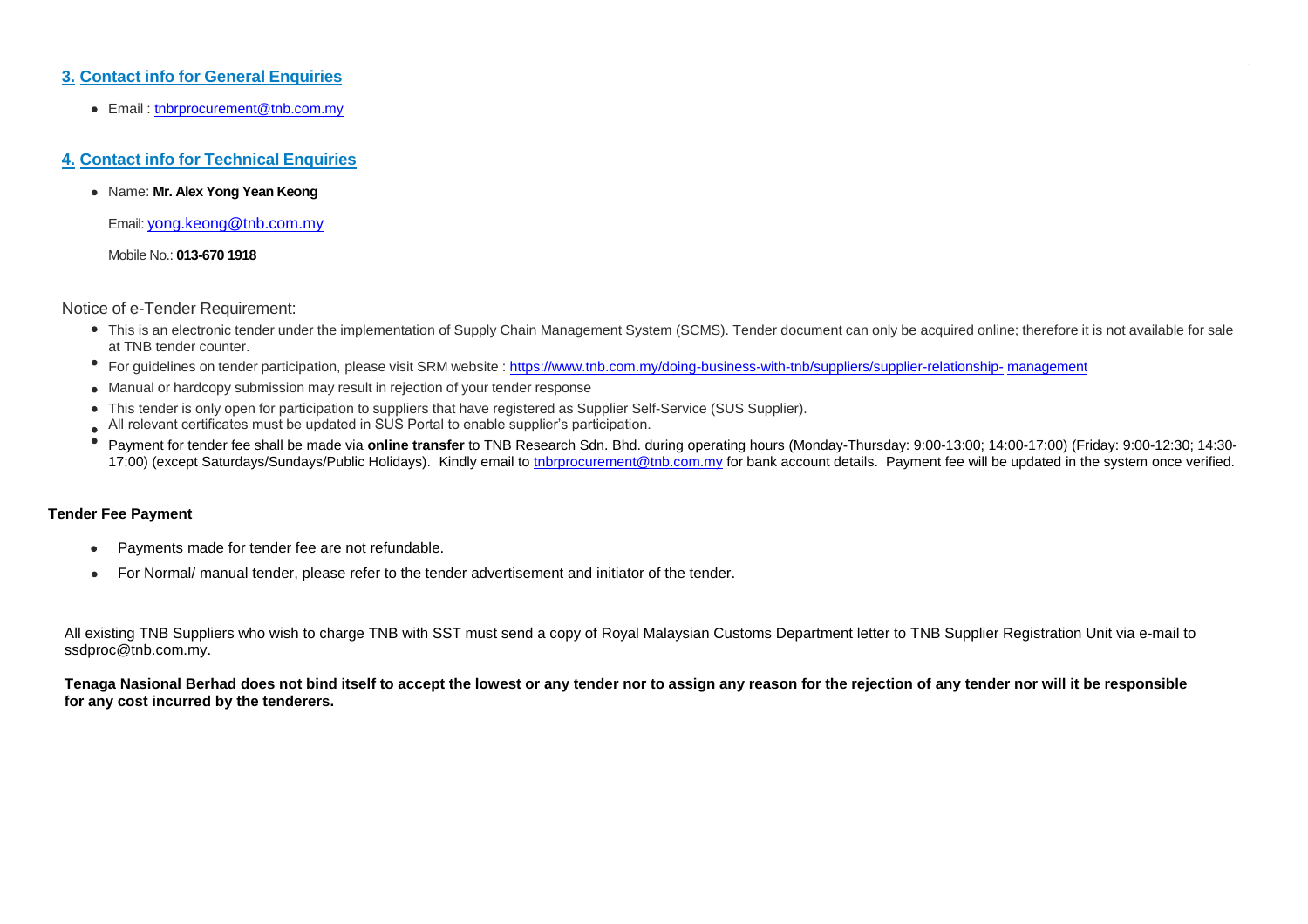## 3. Contact info for General Enquiries

- Email : tnbrprocurement@tnb.com.my

## 4. Contact info for Technical Enquiries

- Name: **Mr. Alex Yong Yean Keong**

  Email: yong.keong@tnb.com.my

  Mobile No.: **013-670 1918**

Notice of e-Tender Requirement:

- This is an electronic tender under the implementation of Supply Chain Management System (SCMS). Tender document can only be acquired online; therefore it is not available for sale at TNB tender counter.
- For guidelines on tender participation, please visit SRM website : https://www.tnb.com.my/doing-business-with-tnb/suppliers/supplier-relationship- management
- Manual or hardcopy submission may result in rejection of your tender response
- This tender is only open for participation to suppliers that have registered as Supplier Self-Service (SUS Supplier).
- All relevant certificates must be updated in SUS Portal to enable supplier's participation.
- Payment for tender fee shall be made via **online transfer** to TNB Research Sdn. Bhd. during operating hours (Monday-Thursday: 9:00-13:00; 14:00-17:00) (Friday: 9:00-12:30; 14:30-17:00) (except Saturdays/Sundays/Public Holidays). Kindly email to tnbrprocurement@tnb.com.my for bank account details. Payment fee will be updated in the system once verified.

**Tender Fee Payment**

- Payments made for tender fee are not refundable.
- For Normal/ manual tender, please refer to the tender advertisement and initiator of the tender.

All existing TNB Suppliers who wish to charge TNB with SST must send a copy of Royal Malaysian Customs Department letter to TNB Supplier Registration Unit via e-mail to ssdproc@tnb.com.my.

**Tenaga Nasional Berhad does not bind itself to accept the lowest or any tender nor to assign any reason for the rejection of any tender nor will it be responsible for any cost incurred by the tenderers.**